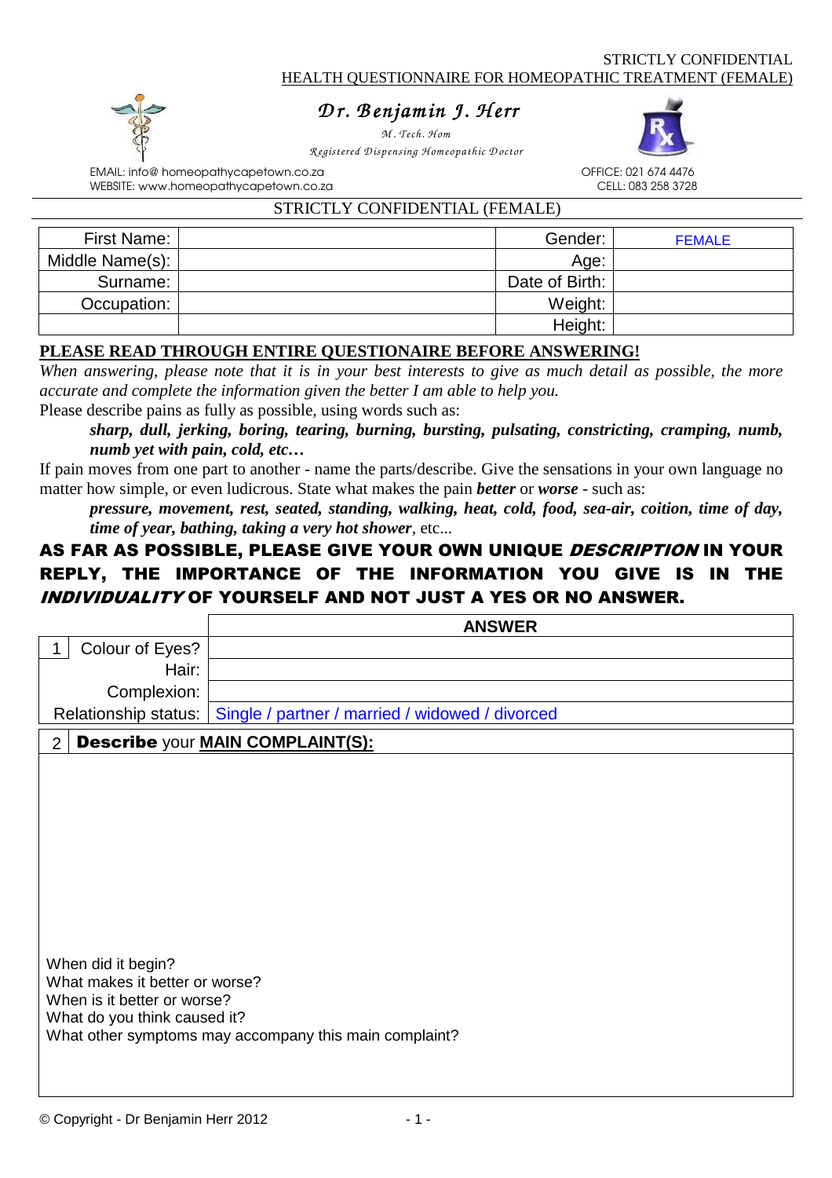STRICTLY CONFIDENTIAL
HEALTH QUESTIONNAIRE FOR HOMEOPATHIC TREATMENT (FEMALE)

# *Dr. Benjamin J. Herr*

*M. Tech. Hom*

*Registered Dispensing Homeopathic Doctor*

EMAIL: info@ homeopathycapetown.co.za
WEBSITE: www.homeopathycapetown.co.za

OFFICE: 021 674 4476
CELL: 083 258 3728

STRICTLY CONFIDENTIAL (FEMALE)

| First Name: | | Gender: | FEMALE |
|---|---|---|---|
| Middle Name(s): | | Age: | |
| Surname: | | Date of Birth: | |
| Occupation: | | Weight: | |
| | | Height: | |

**PLEASE READ THROUGH ENTIRE QUESTIONAIRE BEFORE ANSWERING!**

*When answering, please note that it is in your best interests to give as much detail as possible, the more accurate and complete the information given the better I am able to help you.*

Please describe pains as fully as possible, using words such as:

> ***sharp, dull, jerking, boring, tearing, burning, bursting, pulsating, constricting, cramping, numb, numb yet with pain, cold, etc…***

If pain moves from one part to another - name the parts/describe. Give the sensations in your own language no matter how simple, or even ludicrous. State what makes the pain ***better*** or ***worse*** - such as:

> ***pressure, movement, rest, seated, standing, walking, heat, cold, food, sea-air, coition, time of day, time of year, bathing, taking a very hot shower***, etc...

**AS FAR AS POSSIBLE, PLEASE GIVE YOUR OWN UNIQUE *DESCRIPTION* IN YOUR REPLY, THE IMPORTANCE OF THE INFORMATION YOU GIVE IS IN THE *INDIVIDUALITY* OF YOURSELF AND NOT JUST A YES OR NO ANSWER.**

| | ANSWER |
|---|---|
| 1 Colour of Eyes? | |
| Hair: | |
| Complexion: | |
| Relationship status: | Single / partner / married / widowed / divorced |

2 **Describe** your **MAIN COMPLAINT(S):**

When did it begin?
What makes it better or worse?
When is it better or worse?
What do you think caused it?
What other symptoms may accompany this main complaint?

© Copyright - Dr Benjamin Herr 2012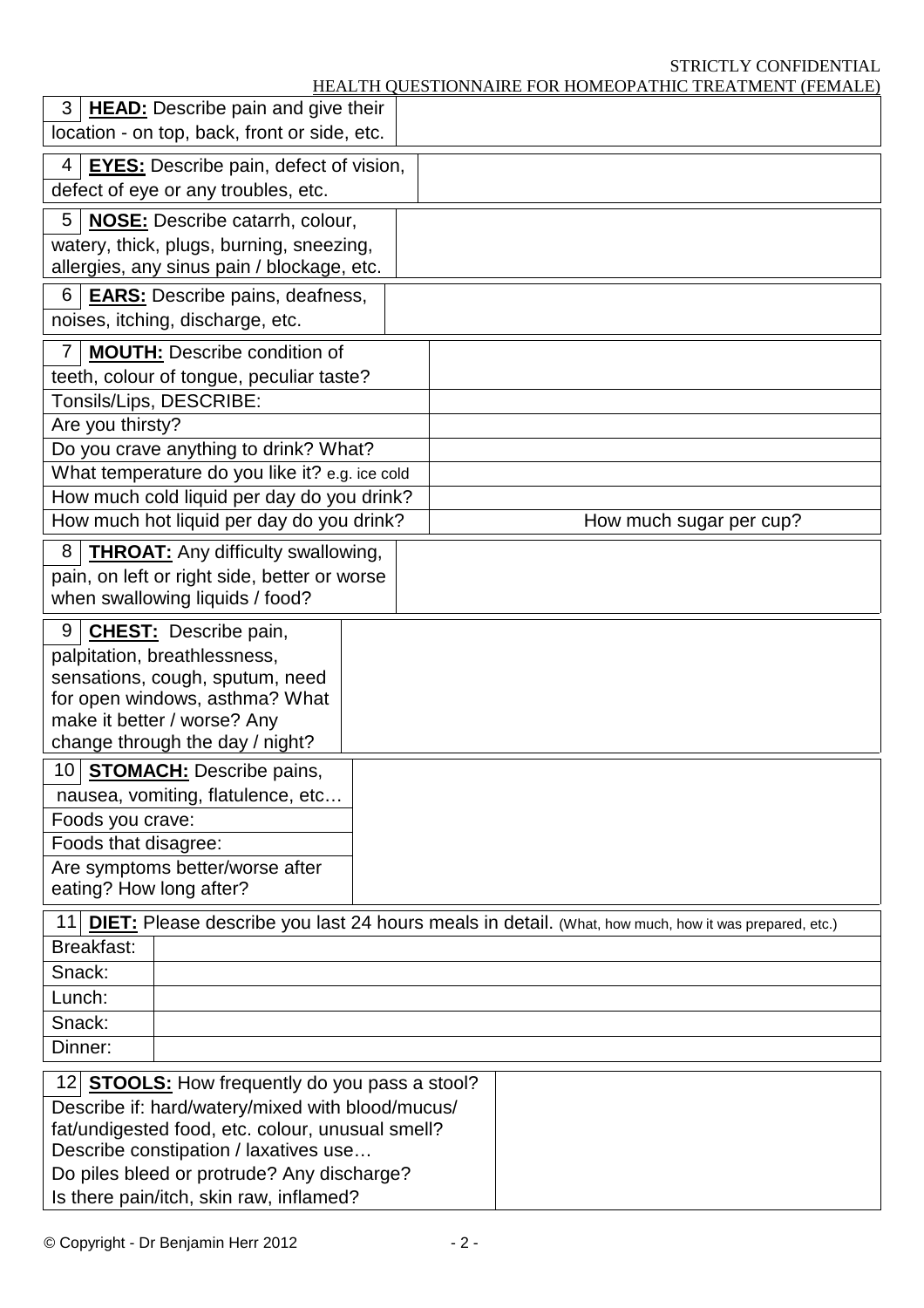| | |
|---|---|
| 3 **HEAD:** Describe pain and give their location - on top, back, front or side, etc. | |
| 4 **EYES:** Describe pain, defect of vision, defect of eye or any troubles, etc. | |
| 5 **NOSE:** Describe catarrh, colour, watery, thick, plugs, burning, sneezing, allergies, any sinus pain / blockage, etc. | |
| 6 **EARS:** Describe pains, deafness, noises, itching, discharge, etc. | |

| | |
|---|---|
| 7 **MOUTH:** Describe condition of teeth, colour of tongue, peculiar taste? | |
| Tonsils/Lips, DESCRIBE: | |
| Are you thirsty? | |
| Do you crave anything to drink? What? | |
| What temperature do you like it? e.g. ice cold | |
| How much cold liquid per day do you drink? | |
| How much hot liquid per day do you drink? | How much sugar per cup? |

| | |
|---|---|
| 8 **THROAT:** Any difficulty swallowing, pain, on left or right side, better or worse when swallowing liquids / food? | |
| 9 **CHEST:** Describe pain, palpitation, breathlessness, sensations, cough, sputum, need for open windows, asthma? What make it better / worse? Any change through the day / night? | |

| | |
|---|---|
| 10 **STOMACH:** Describe pains, nausea, vomiting, flatulence, etc… | |
| Foods you crave: | |
| Foods that disagree: | |
| Are symptoms better/worse after eating? How long after? | |

**11 DIET:** Please describe you last 24 hours meals in detail. (What, how much, how it was prepared, etc.)

| | |
|---|---|
| Breakfast: | |
| Snack: | |
| Lunch: | |
| Snack: | |
| Dinner: | |

| | |
|---|---|
| 12 **STOOLS:** How frequently do you pass a stool? Describe if: hard/watery/mixed with blood/mucus/ fat/undigested food, etc. colour, unusual smell? Describe constipation / laxatives use… Do piles bleed or protrude? Any discharge? Is there pain/itch, skin raw, inflamed? | |

© Copyright - Dr Benjamin Herr 2012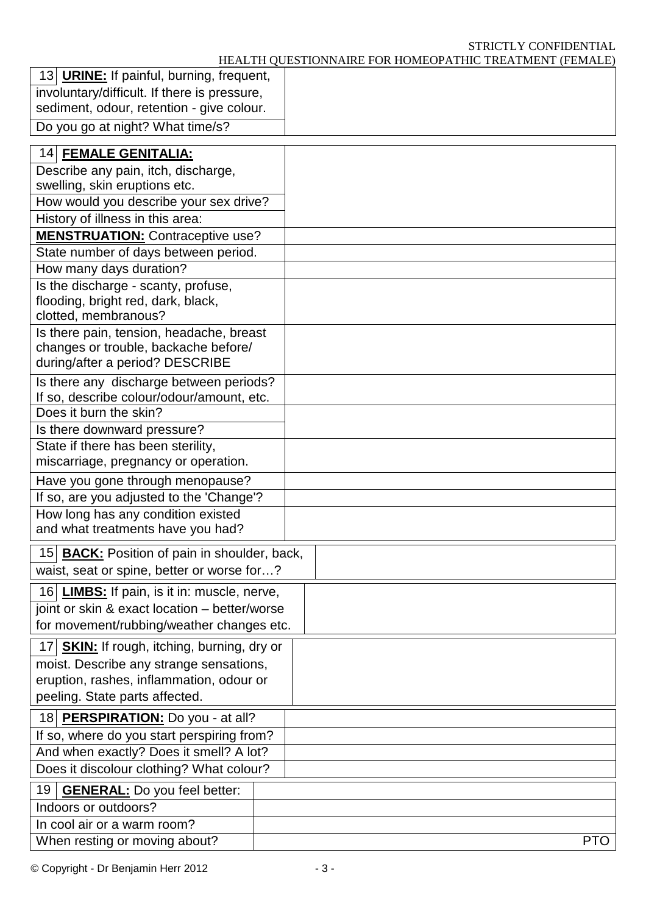| 13 **URINE:** If painful, burning, frequent, involuntary/difficult. If there is pressure, sediment, odour, retention - give colour. | |
| --- | --- |
| Do you go at night? What time/s? | |

| 14 **FEMALE GENITALIA:** | |
| --- | --- |
| Describe any pain, itch, discharge, swelling, skin eruptions etc. | |
| How would you describe your sex drive? | |
| History of illness in this area: | |
| **MENSTRUATION:** Contraceptive use? | |
| State number of days between period. | |
| How many days duration? | |
| Is the discharge - scanty, profuse, flooding, bright red, dark, black, clotted, membranous? | |
| Is there pain, tension, headache, breast changes or trouble, backache before/ during/after a period? DESCRIBE | |
| Is there any discharge between periods? If so, describe colour/odour/amount, etc. | |
| Does it burn the skin? | |
| Is there downward pressure? | |
| State if there has been sterility, miscarriage, pregnancy or operation. | |
| Have you gone through menopause? | |
| If so, are you adjusted to the 'Change'? | |
| How long has any condition existed and what treatments have you had? | |

| 15 **BACK:** Position of pain in shoulder, back, waist, seat or spine, better or worse for…? | |
| --- | --- |

| 16 **LIMBS:** If pain, is it in: muscle, nerve, joint or skin & exact location – better/worse for movement/rubbing/weather changes etc. | |
| --- | --- |

| 17 **SKIN:** If rough, itching, burning, dry or moist. Describe any strange sensations, eruption, rashes, inflammation, odour or peeling. State parts affected. | |
| --- | --- |

| 18 **PERSPIRATION:** Do you - at all? | |
| --- | --- |
| If so, where do you start perspiring from? | |
| And when exactly? Does it smell? A lot? | |
| Does it discolour clothing? What colour? | |

| 19 **GENERAL:** Do you feel better: | |
| --- | --- |
| Indoors or outdoors? | |
| In cool air or a warm room? | |
| When resting or moving about? | PTO |

© Copyright - Dr Benjamin Herr 2012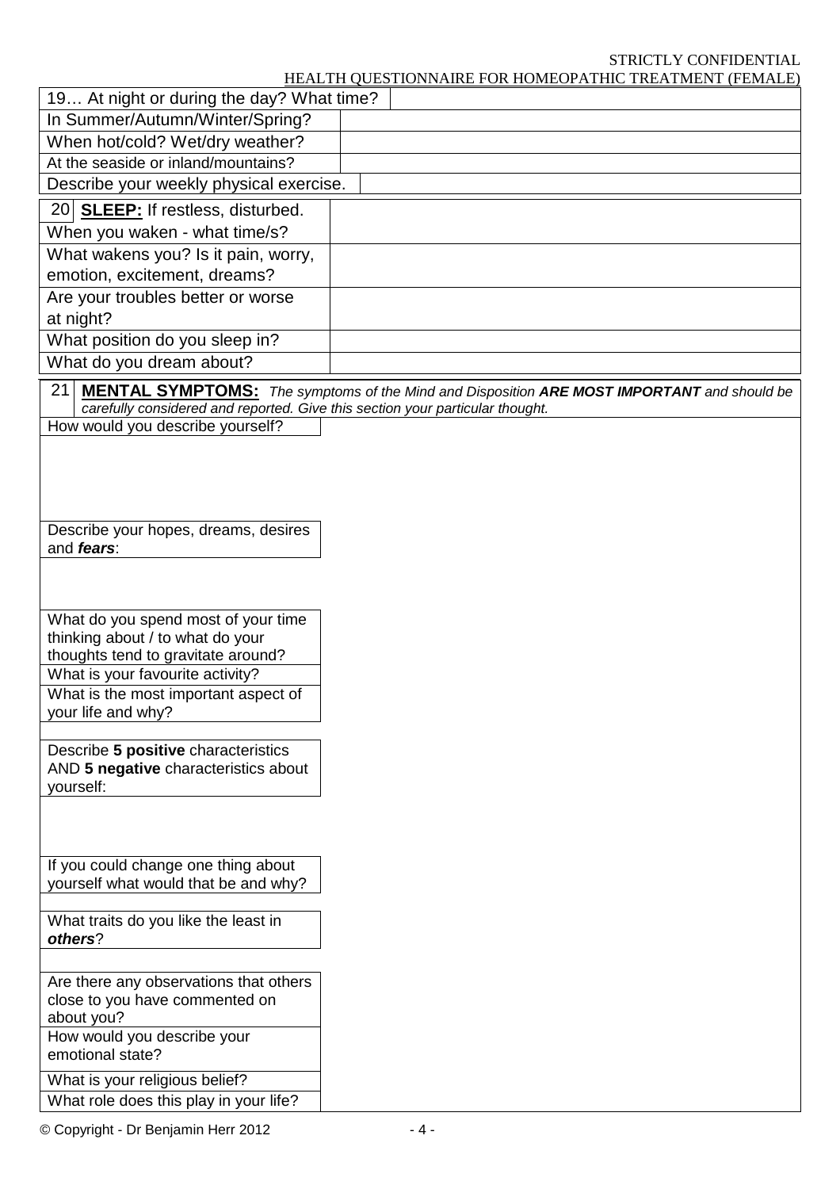| 19… At night or during the day? What time? | |
|---|---|
| In Summer/Autumn/Winter/Spring? | |
| When hot/cold? Wet/dry weather? | |
| At the seaside or inland/mountains? | |
| Describe your weekly physical exercise. | |

| 20 **SLEEP:** If restless, disturbed. | |
|---|---|
| When you waken - what time/s? | |
| What wakens you? Is it pain, worry, emotion, excitement, dreams? | |
| Are your troubles better or worse at night? | |
| What position do you sleep in? | |
| What do you dream about? | |

**21 MENTAL SYMPTOMS:** *The symptoms of the Mind and Disposition* ***ARE MOST IMPORTANT*** *and should be carefully considered and reported. Give this section your particular thought.*

How would you describe yourself?

Describe your hopes, dreams, desires and ***fears***:

What do you spend most of your time thinking about / to what do your thoughts tend to gravitate around?

What is your favourite activity?

What is the most important aspect of your life and why?

Describe **5 positive** characteristics AND **5 negative** characteristics about yourself:

If you could change one thing about yourself what would that be and why?

What traits do you like the least in ***others***?

Are there any observations that others close to you have commented on about you?

How would you describe your emotional state?

What is your religious belief?

What role does this play in your life?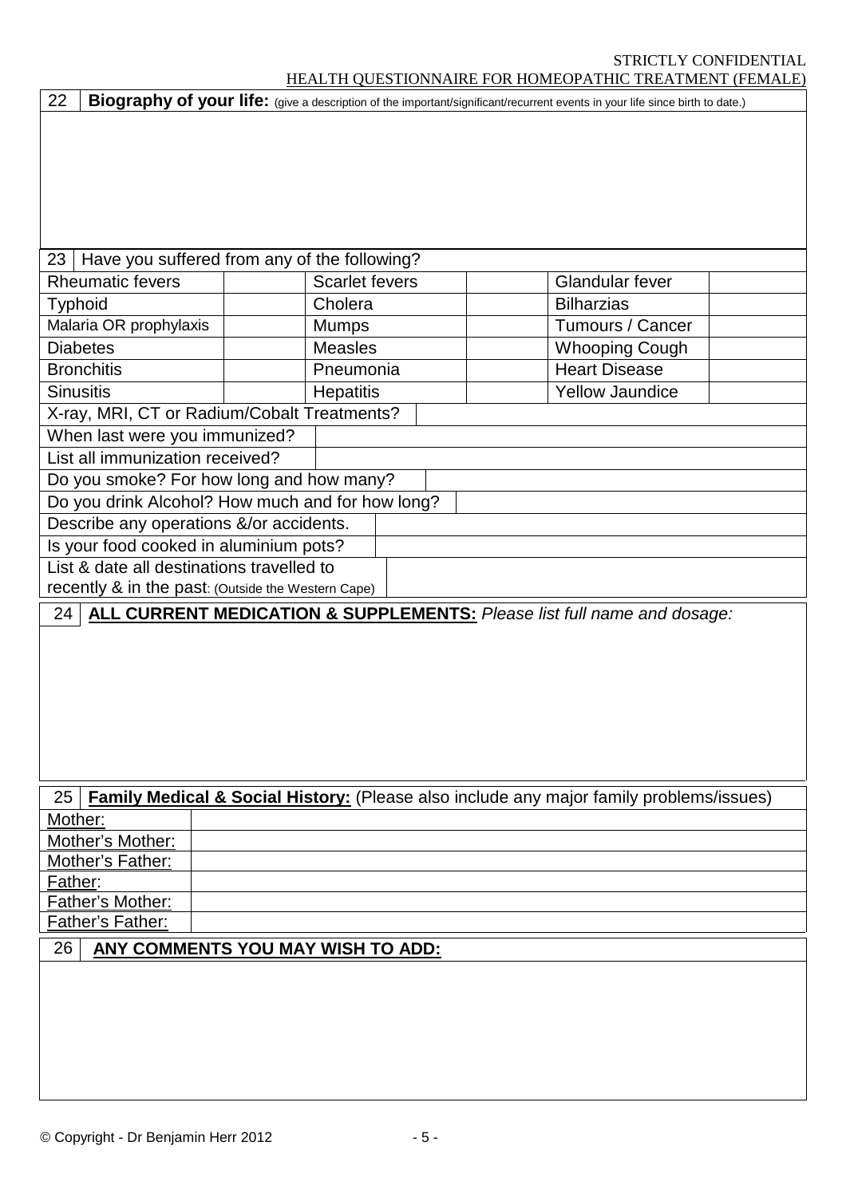STRICTLY CONFIDENTIAL
HEALTH QUESTIONNAIRE FOR HOMEOPATHIC TREATMENT (FEMALE)

**22 Biography of your life:** (give a description of the important/significant/recurrent events in your life since birth to date.)

23 Have you suffered from any of the following?

| | | | | | |
|---|---|---|---|---|---|
| Rheumatic fevers | | Scarlet fevers | | Glandular fever | |
| Typhoid | | Cholera | | Bilharzias | |
| Malaria OR prophylaxis | | Mumps | | Tumours / Cancer | |
| Diabetes | | Measles | | Whooping Cough | |
| Bronchitis | | Pneumonia | | Heart Disease | |
| Sinusitis | | Hepatitis | | Yellow Jaundice | |

| | |
|---|---|
| X-ray, MRI, CT or Radium/Cobalt Treatments? | |
| When last were you immunized? | |
| List all immunization received? | |
| Do you smoke? For how long and how many? | |
| Do you drink Alcohol? How much and for how long? | |
| Describe any operations &/or accidents. | |
| Is your food cooked in aluminium pots? | |
| List & date all destinations travelled to recently & in the past: (Outside the Western Cape) | |

**24 ALL CURRENT MEDICATION & SUPPLEMENTS:** *Please list full name and dosage:*

**25 Family Medical & Social History:** (Please also include any major family problems/issues)

| | |
|---|---|
| Mother: | |
| Mother's Mother: | |
| Mother's Father: | |
| Father: | |
| Father's Mother: | |
| Father's Father: | |

**26 ANY COMMENTS YOU MAY WISH TO ADD:**

© Copyright - Dr Benjamin Herr 2012